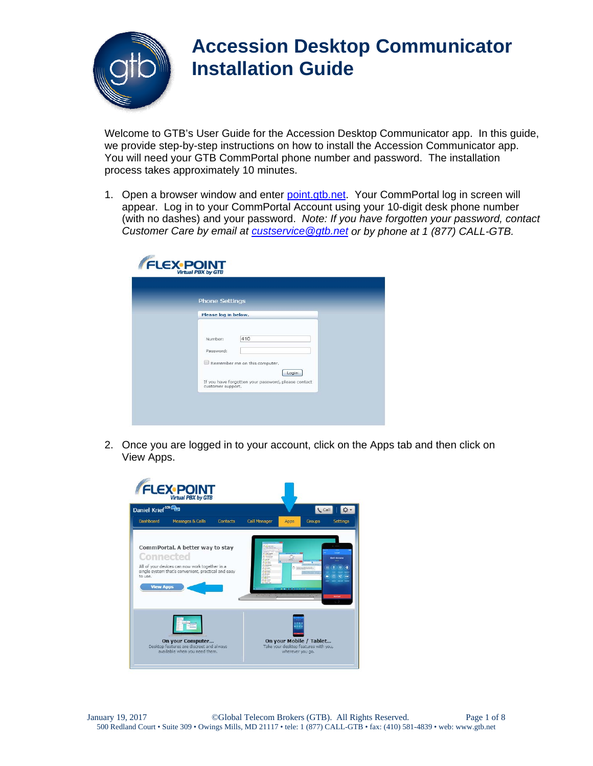# Accession Desktop Communicator Installation Guide

Welcome to GTB's User Guide for the Accession Desktop Communicator app. In this guide, we provide step-by-step instructions on how to install the Accession Communicator app. You will need your GTB CommPortal phone number and password. The installation process takes approximately 10 minutes.

1. Open a browser window and enter [point.gtb.net](point.gtb.net). Your CommPortal log in screen will appear. Log in to your CommPortal Account using your 10-digit desk phone number (with no dashes) and your password. *Note: If you have forgotten your password, contact Customer Care by email at [custservice@gtb.net](mailto:custservice@gtb.net) or by phone at 1 (877) CALL-GTB.*

2. Once you are logged in to your account, click on the Apps tab and then click on View Apps.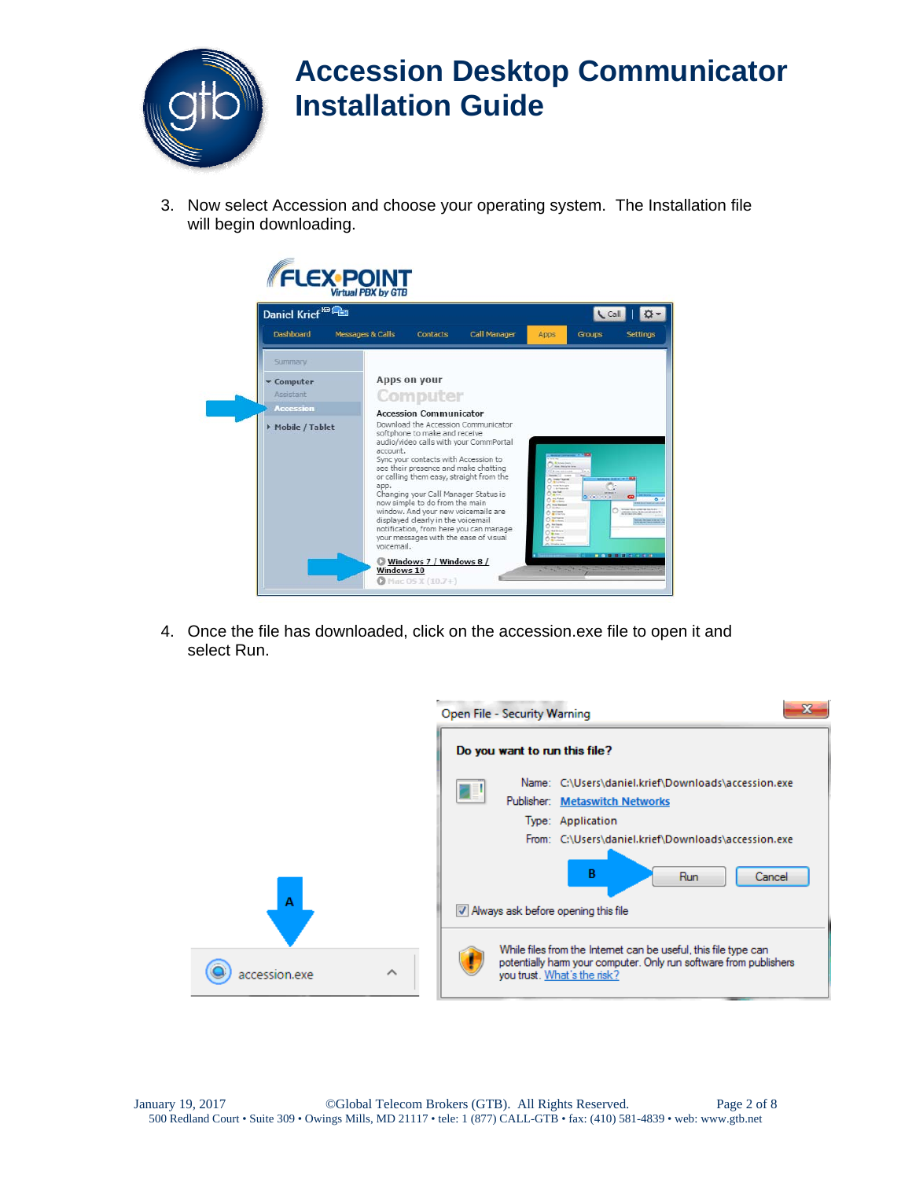# Accession Desktop Communicator Installation Guide

3. Now select Accession and choose your operating system. The Installation file will begin downloading.

4. Once the file has downloaded, click on the accession.exe file to open it and select Run.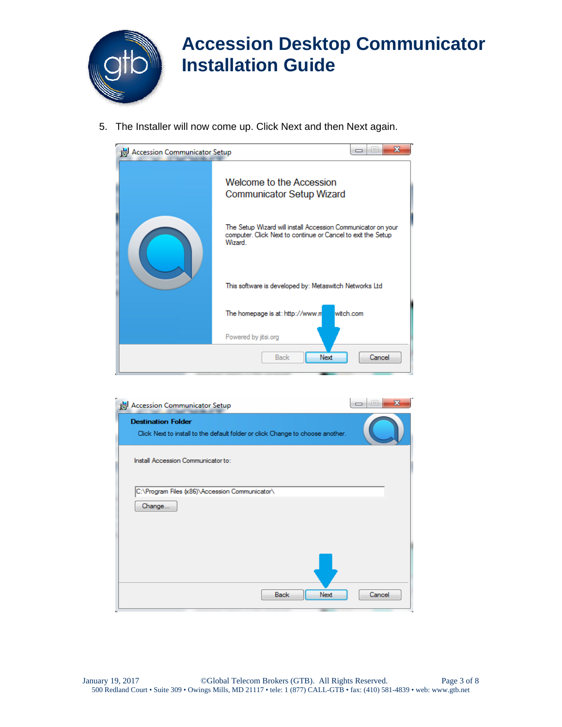# Accession Desktop Communicator Installation Guide

5. The Installer will now come up. Click Next and then Next again.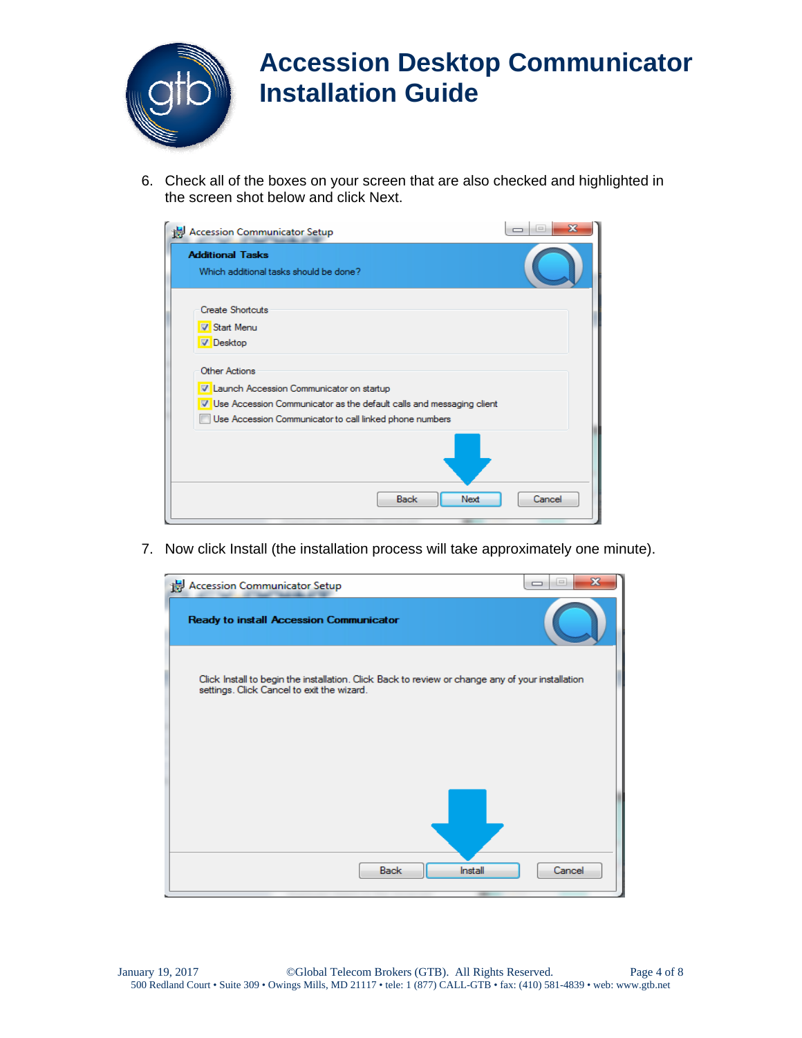# Accession Desktop Communicator Installation Guide

6. Check all of the boxes on your screen that are also checked and highlighted in the screen shot below and click Next.

7. Now click Install (the installation process will take approximately one minute).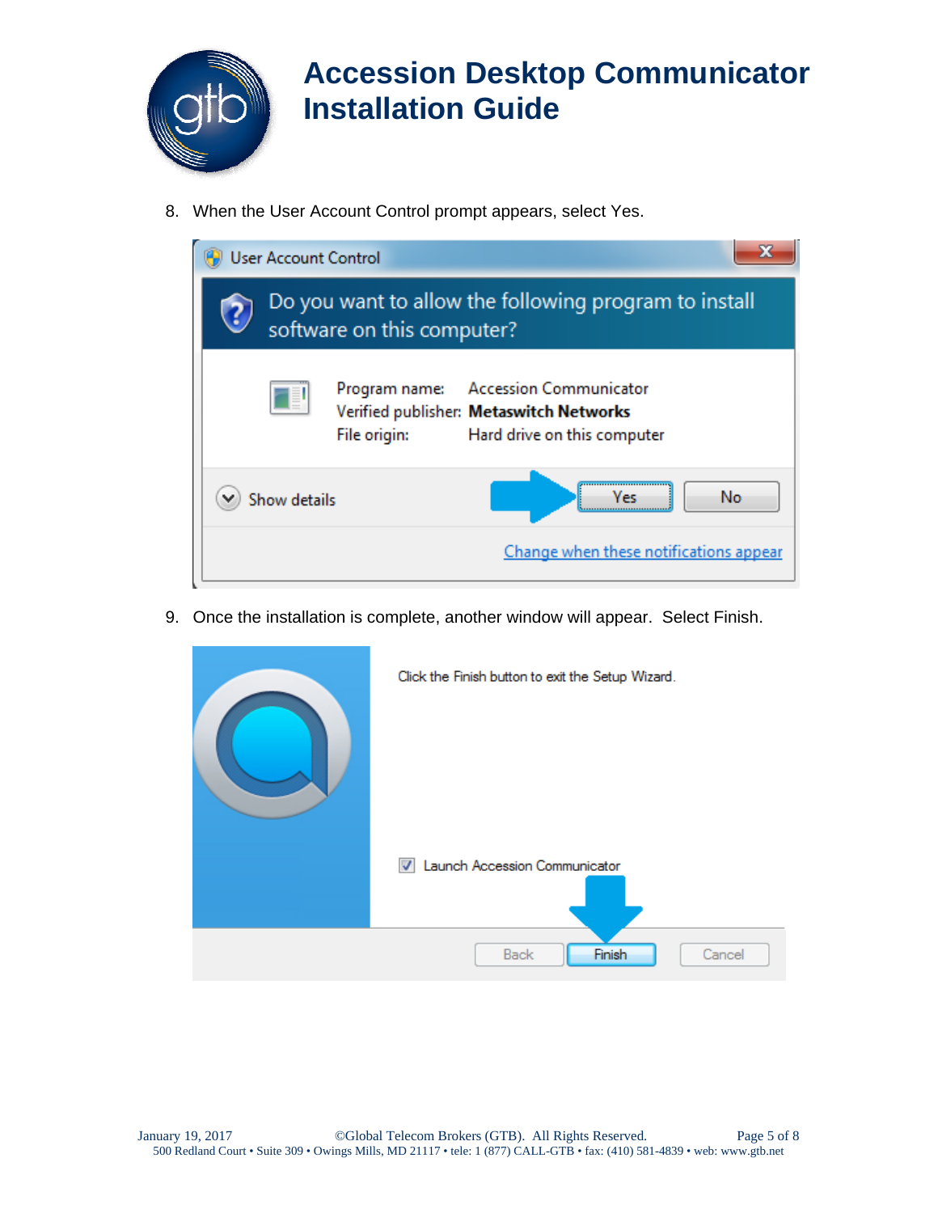# Accession Desktop Communicator Installation Guide

8. When the User Account Control prompt appears, select Yes.

9. Once the installation is complete, another window will appear. Select Finish.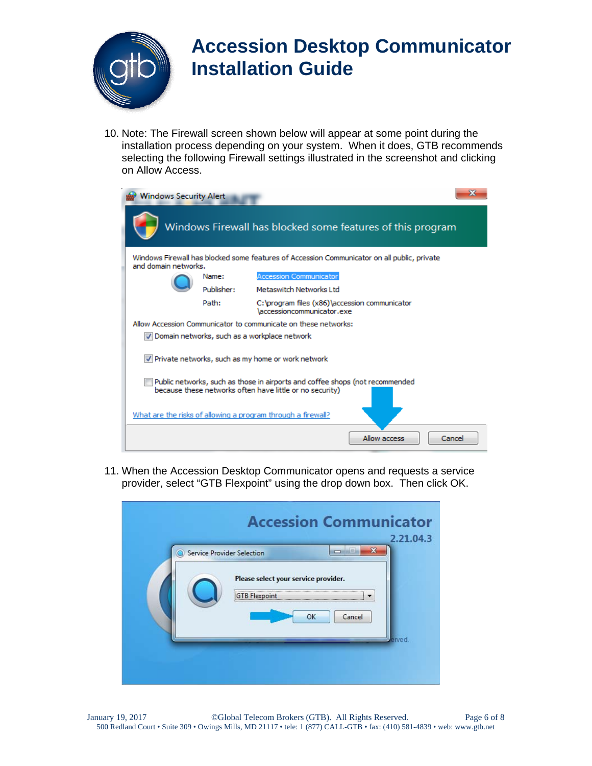# Accession Desktop Communicator Installation Guide

10. Note: The Firewall screen shown below will appear at some point during the installation process depending on your system. When it does, GTB recommends selecting the following Firewall settings illustrated in the screenshot and clicking on Allow Access.

11. When the Accession Desktop Communicator opens and requests a service provider, select "GTB Flexpoint" using the drop down box. Then click OK.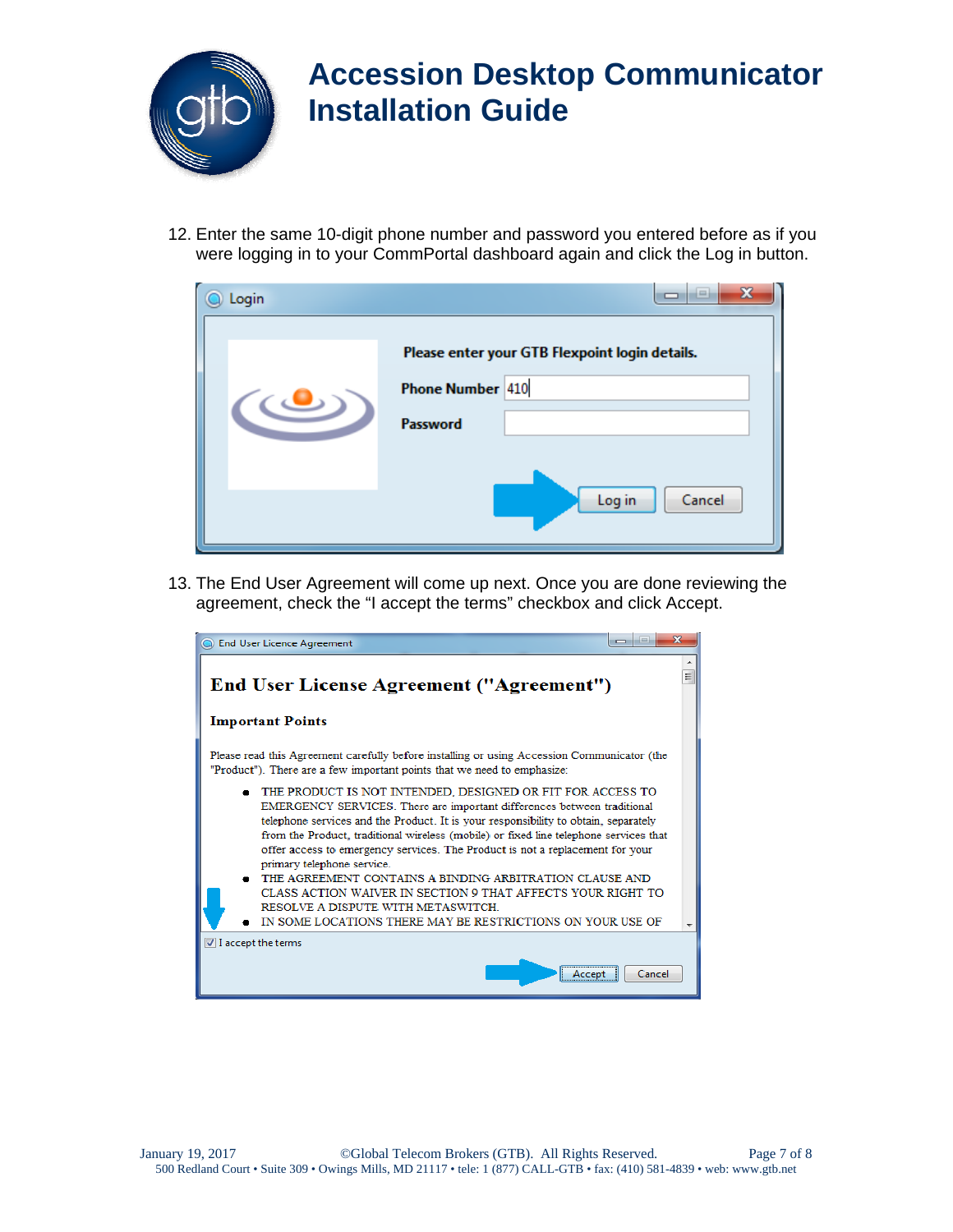# Accession Desktop Communicator Installation Guide

12. Enter the same 10-digit phone number and password you entered before as if you were logging in to your CommPortal dashboard again and click the Log in button.

13. The End User Agreement will come up next. Once you are done reviewing the agreement, check the “I accept the terms” checkbox and click Accept.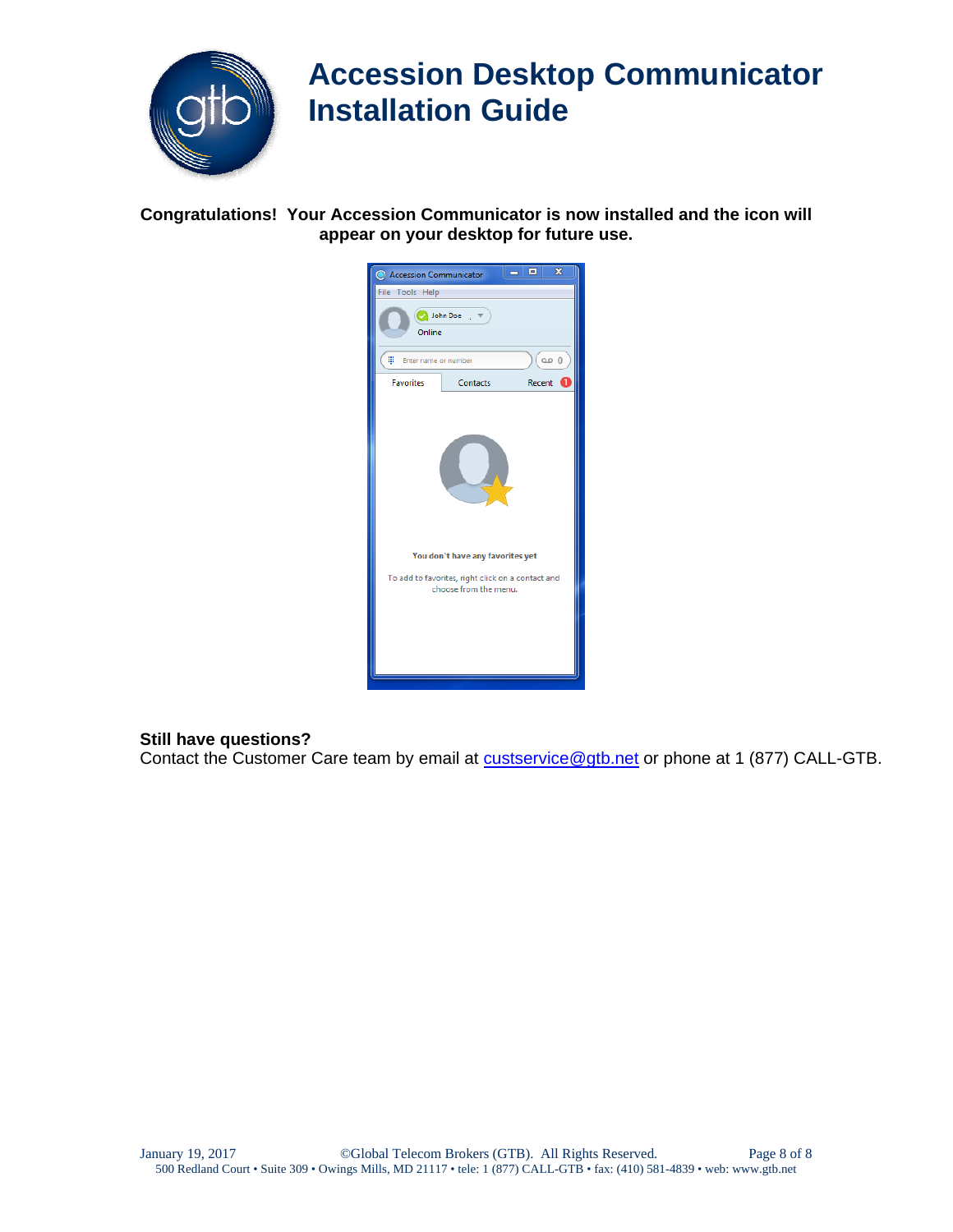# Accession Desktop Communicator Installation Guide

**Congratulations! Your Accession Communicator is now installed and the icon will appear on your desktop for future use.**

**Still have questions?**

Contact the Customer Care team by email at custservice@gtb.net or phone at 1 (877) CALL-GTB.